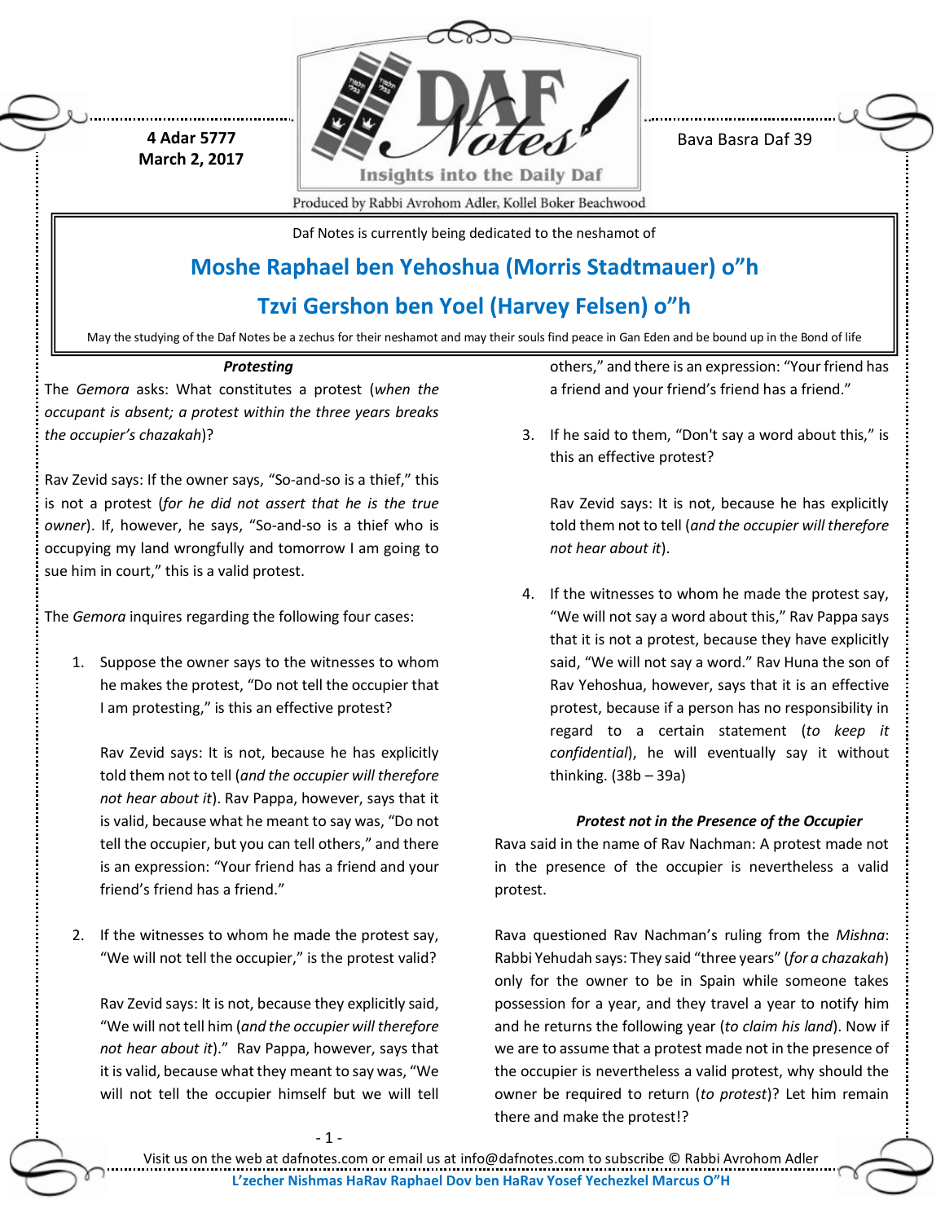4 Adar 5777
March 2, 2017

Bava Basra Daf 39

Daf Notes is currently being dedicated to the neshamot of

## Moshe Raphael ben Yehoshua (Morris Stadtmauer) o"h

## Tzvi Gershon ben Yoel (Harvey Felsen) o"h

May the studying of the Daf Notes be a zechus for their neshamot and may their souls find peace in Gan Eden and be bound up in the Bond of life

### *Protesting*

The *Gemora* asks: What constitutes a protest (*when the occupant is absent; a protest within the three years breaks the occupier's chazakah*)?

Rav Zevid says: If the owner says, "So-and-so is a thief," this is not a protest (*for he did not assert that he is the true owner*). If, however, he says, "So-and-so is a thief who is occupying my land wrongfully and tomorrow I am going to sue him in court," this is a valid protest.

The *Gemora* inquires regarding the following four cases:

1. Suppose the owner says to the witnesses to whom he makes the protest, "Do not tell the occupier that I am protesting," is this an effective protest?

   Rav Zevid says: It is not, because he has explicitly told them not to tell (*and the occupier will therefore not hear about it*). Rav Pappa, however, says that it is valid, because what he meant to say was, "Do not tell the occupier, but you can tell others," and there is an expression: "Your friend has a friend and your friend's friend has a friend."

2. If the witnesses to whom he made the protest say, "We will not tell the occupier," is the protest valid?

   Rav Zevid says: It is not, because they explicitly said, "We will not tell him (*and the occupier will therefore not hear about it*)." Rav Pappa, however, says that it is valid, because what they meant to say was, "We will not tell the occupier himself but we will tell others," and there is an expression: "Your friend has a friend and your friend's friend has a friend."

3. If he said to them, "Don't say a word about this," is this an effective protest?

   Rav Zevid says: It is not, because he has explicitly told them not to tell (*and the occupier will therefore not hear about it*).

4. If the witnesses to whom he made the protest say, "We will not say a word about this," Rav Pappa says that it is not a protest, because they have explicitly said, "We will not say a word." Rav Huna the son of Rav Yehoshua, however, says that it is an effective protest, because if a person has no responsibility in regard to a certain statement (*to keep it confidential*), he will eventually say it without thinking. (38b – 39a)

### *Protest not in the Presence of the Occupier*

Rava said in the name of Rav Nachman: A protest made not in the presence of the occupier is nevertheless a valid protest.

Rava questioned Rav Nachman's ruling from the *Mishna*: Rabbi Yehudah says: They said "three years" (*for a chazakah*) only for the owner to be in Spain while someone takes possession for a year, and they travel a year to notify him and he returns the following year (*to claim his land*). Now if we are to assume that a protest made not in the presence of the occupier is nevertheless a valid protest, why should the owner be required to return (*to protest*)? Let him remain there and make the protest!?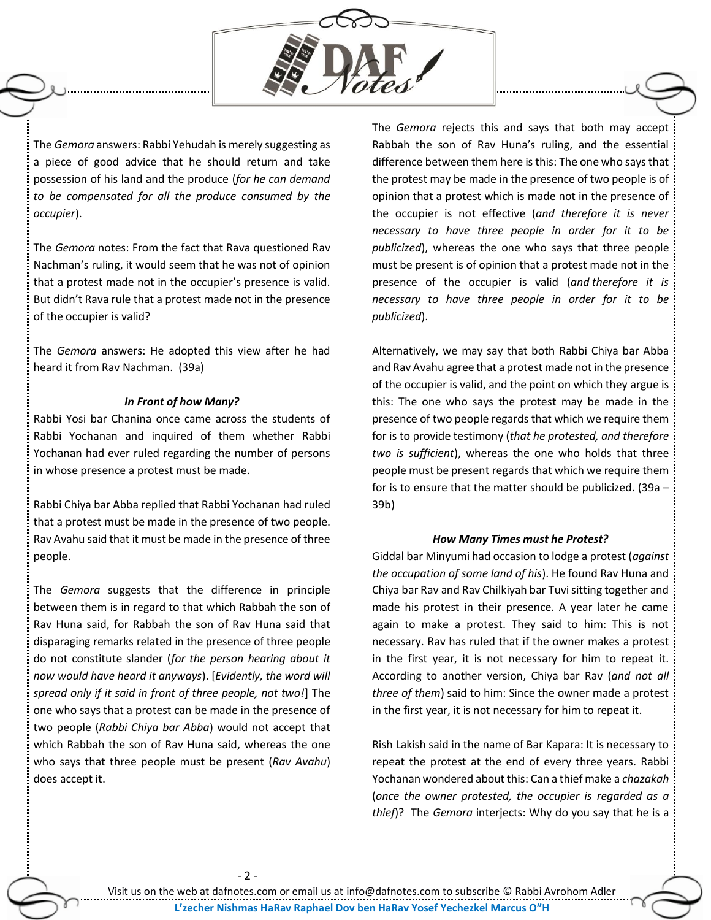The *Gemora* answers: Rabbi Yehudah is merely suggesting as a piece of good advice that he should return and take possession of his land and the produce (*for he can demand to be compensated for all the produce consumed by the occupier*).

The *Gemora* notes: From the fact that Rava questioned Rav Nachman's ruling, it would seem that he was not of opinion that a protest made not in the occupier's presence is valid. But didn't Rava rule that a protest made not in the presence of the occupier is valid?

The *Gemora* answers: He adopted this view after he had heard it from Rav Nachman. (39a)

### *In Front of how Many?*

Rabbi Yosi bar Chanina once came across the students of Rabbi Yochanan and inquired of them whether Rabbi Yochanan had ever ruled regarding the number of persons in whose presence a protest must be made.

Rabbi Chiya bar Abba replied that Rabbi Yochanan had ruled that a protest must be made in the presence of two people. Rav Avahu said that it must be made in the presence of three people.

The *Gemora* suggests that the difference in principle between them is in regard to that which Rabbah the son of Rav Huna said, for Rabbah the son of Rav Huna said that disparaging remarks related in the presence of three people do not constitute slander (*for the person hearing about it now would have heard it anyways*). [*Evidently, the word will spread only if it said in front of three people, not two!*] The one who says that a protest can be made in the presence of two people (*Rabbi Chiya bar Abba*) would not accept that which Rabbah the son of Rav Huna said, whereas the one who says that three people must be present (*Rav Avahu*) does accept it.

The *Gemora* rejects this and says that both may accept Rabbah the son of Rav Huna's ruling, and the essential difference between them here is this: The one who says that the protest may be made in the presence of two people is of opinion that a protest which is made not in the presence of the occupier is not effective (*and therefore it is never necessary to have three people in order for it to be publicized*), whereas the one who says that three people must be present is of opinion that a protest made not in the presence of the occupier is valid (*and therefore it is necessary to have three people in order for it to be publicized*).

Alternatively, we may say that both Rabbi Chiya bar Abba and Rav Avahu agree that a protest made not in the presence of the occupier is valid, and the point on which they argue is this: The one who says the protest may be made in the presence of two people regards that which we require them for is to provide testimony (*that he protested, and therefore two is sufficient*), whereas the one who holds that three people must be present regards that which we require them for is to ensure that the matter should be publicized. (39a – 39b)

### *How Many Times must he Protest?*

Giddal bar Minyumi had occasion to lodge a protest (*against the occupation of some land of his*). He found Rav Huna and Chiya bar Rav and Rav Chilkiyah bar Tuvi sitting together and made his protest in their presence. A year later he came again to make a protest. They said to him: This is not necessary. Rav has ruled that if the owner makes a protest in the first year, it is not necessary for him to repeat it. According to another version, Chiya bar Rav (*and not all three of them*) said to him: Since the owner made a protest in the first year, it is not necessary for him to repeat it.

Rish Lakish said in the name of Bar Kapara: It is necessary to repeat the protest at the end of every three years. Rabbi Yochanan wondered about this: Can a thief make a *chazakah* (*once the owner protested, the occupier is regarded as a thief*)? The *Gemora* interjects: Why do you say that he is a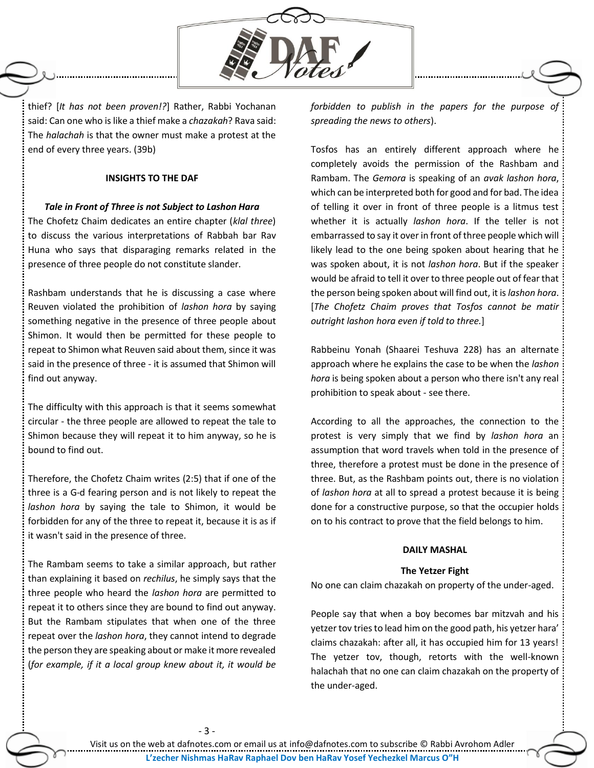thief? [*It has not been proven!?*] Rather, Rabbi Yochanan said: Can one who is like a thief make a *chazakah*? Rava said: The *halachah* is that the owner must make a protest at the end of every three years. (39b)

**INSIGHTS TO THE DAF**

***Tale in Front of Three is not Subject to Lashon Hara***

The Chofetz Chaim dedicates an entire chapter (*klal three*) to discuss the various interpretations of Rabbah bar Rav Huna who says that disparaging remarks related in the presence of three people do not constitute slander.

Rashbam understands that he is discussing a case where Reuven violated the prohibition of *lashon hora* by saying something negative in the presence of three people about Shimon. It would then be permitted for these people to repeat to Shimon what Reuven said about them, since it was said in the presence of three - it is assumed that Shimon will find out anyway.

The difficulty with this approach is that it seems somewhat circular - the three people are allowed to repeat the tale to Shimon because they will repeat it to him anyway, so he is bound to find out.

Therefore, the Chofetz Chaim writes (2:5) that if one of the three is a G-d fearing person and is not likely to repeat the *lashon hora* by saying the tale to Shimon, it would be forbidden for any of the three to repeat it, because it is as if it wasn't said in the presence of three.

The Rambam seems to take a similar approach, but rather than explaining it based on *rechilus*, he simply says that the three people who heard the *lashon hora* are permitted to repeat it to others since they are bound to find out anyway. But the Rambam stipulates that when one of the three repeat over the *lashon hora*, they cannot intend to degrade the person they are speaking about or make it more revealed (*for example, if it a local group knew about it, it would be forbidden to publish in the papers for the purpose of spreading the news to others*).

Tosfos has an entirely different approach where he completely avoids the permission of the Rashbam and Rambam. The *Gemora* is speaking of an *avak lashon hora*, which can be interpreted both for good and for bad. The idea of telling it over in front of three people is a litmus test whether it is actually *lashon hora*. If the teller is not embarrassed to say it over in front of three people which will likely lead to the one being spoken about hearing that he was spoken about, it is not *lashon hora*. But if the speaker would be afraid to tell it over to three people out of fear that the person being spoken about will find out, it is *lashon hora*. [*The Chofetz Chaim proves that Tosfos cannot be matir outright lashon hora even if told to three.*]

Rabbeinu Yonah (Shaarei Teshuva 228) has an alternate approach where he explains the case to be when the *lashon hora* is being spoken about a person who there isn't any real prohibition to speak about - see there.

According to all the approaches, the connection to the protest is very simply that we find by *lashon hora* an assumption that word travels when told in the presence of three, therefore a protest must be done in the presence of three. But, as the Rashbam points out, there is no violation of *lashon hora* at all to spread a protest because it is being done for a constructive purpose, so that the occupier holds on to his contract to prove that the field belongs to him.

**DAILY MASHAL**

**The Yetzer Fight**

No one can claim chazakah on property of the under-aged.

People say that when a boy becomes bar mitzvah and his yetzer tov tries to lead him on the good path, his yetzer hara' claims chazakah: after all, it has occupied him for 13 years! The yetzer tov, though, retorts with the well-known halachah that no one can claim chazakah on the property of the under-aged.